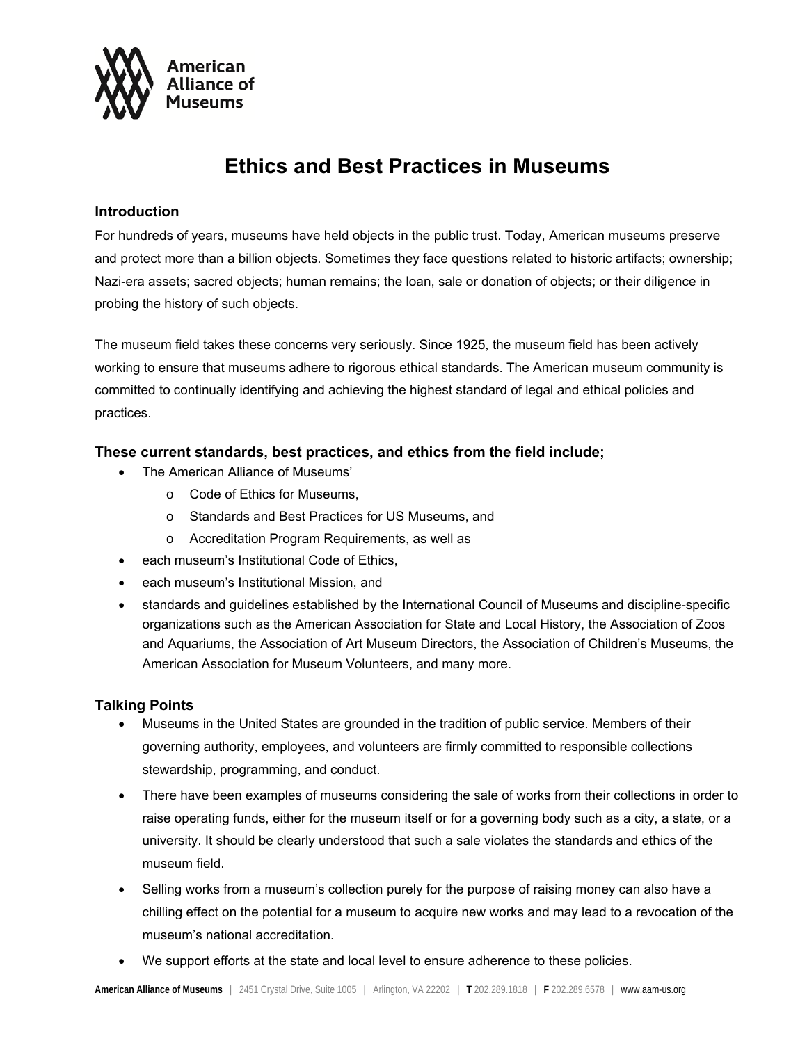American Alliance of Museums

# Ethics and Best Practices in Museums

### Introduction

For hundreds of years, museums have held objects in the public trust. Today, American museums preserve and protect more than a billion objects. Sometimes they face questions related to historic artifacts; ownership; Nazi-era assets; sacred objects; human remains; the loan, sale or donation of objects; or their diligence in probing the history of such objects.

The museum field takes these concerns very seriously. Since 1925, the museum field has been actively working to ensure that museums adhere to rigorous ethical standards. The American museum community is committed to continually identifying and achieving the highest standard of legal and ethical policies and practices.

### These current standards, best practices, and ethics from the field include;

- The American Alliance of Museums'
  - Code of Ethics for Museums,
  - Standards and Best Practices for US Museums, and
  - Accreditation Program Requirements, as well as
- each museum's Institutional Code of Ethics,
- each museum's Institutional Mission, and
- standards and guidelines established by the International Council of Museums and discipline-specific organizations such as the American Association for State and Local History, the Association of Zoos and Aquariums, the Association of Art Museum Directors, the Association of Children's Museums, the American Association for Museum Volunteers, and many more.

### Talking Points

- Museums in the United States are grounded in the tradition of public service. Members of their governing authority, employees, and volunteers are firmly committed to responsible collections stewardship, programming, and conduct.
- There have been examples of museums considering the sale of works from their collections in order to raise operating funds, either for the museum itself or for a governing body such as a city, a state, or a university. It should be clearly understood that such a sale violates the standards and ethics of the museum field.
- Selling works from a museum's collection purely for the purpose of raising money can also have a chilling effect on the potential for a museum to acquire new works and may lead to a revocation of the museum's national accreditation.
- We support efforts at the state and local level to ensure adherence to these policies.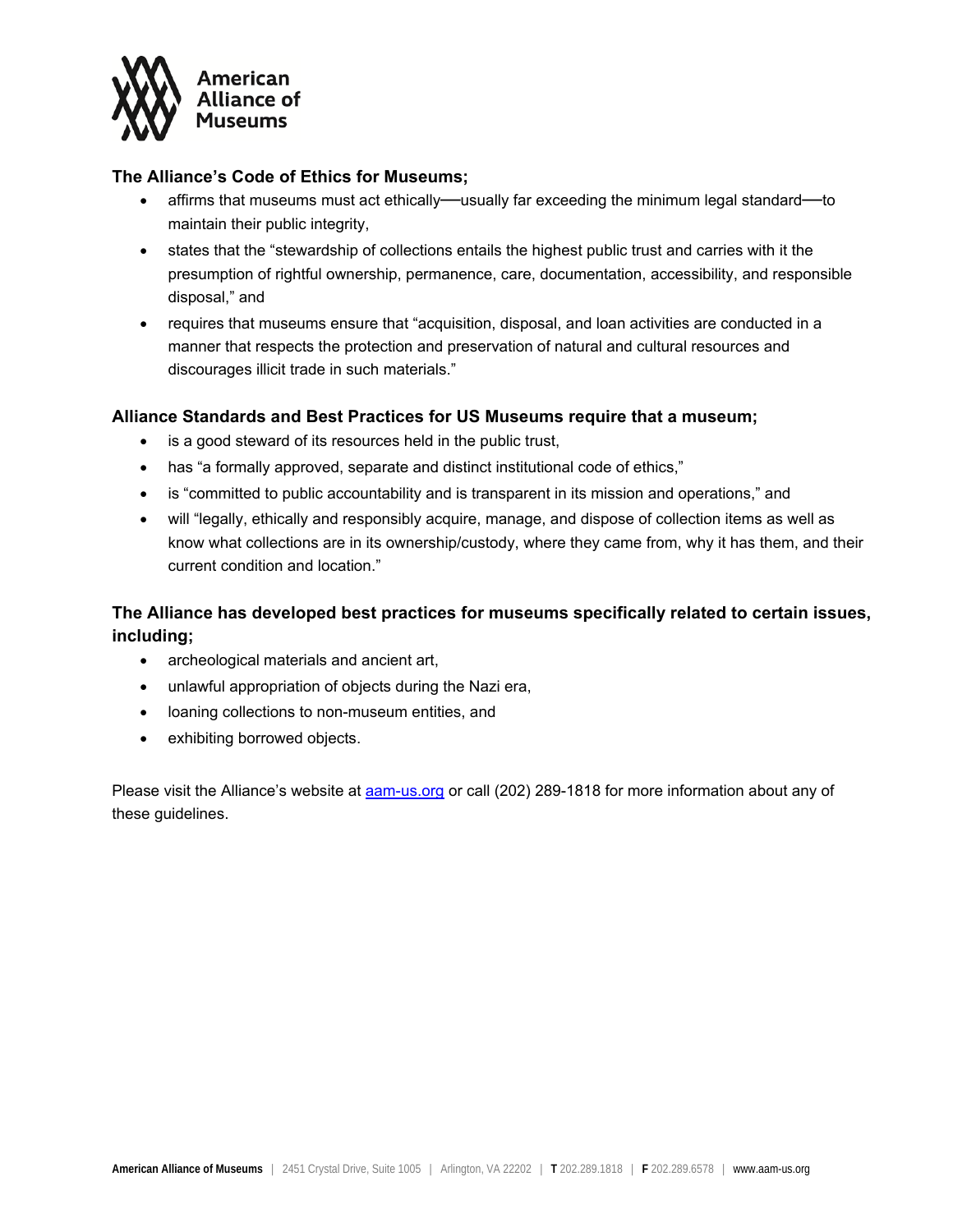**American Alliance of Museums**

**The Alliance's Code of Ethics for Museums;**

- affirms that museums must act ethically—usually far exceeding the minimum legal standard—to maintain their public integrity,
- states that the "stewardship of collections entails the highest public trust and carries with it the presumption of rightful ownership, permanence, care, documentation, accessibility, and responsible disposal," and
- requires that museums ensure that "acquisition, disposal, and loan activities are conducted in a manner that respects the protection and preservation of natural and cultural resources and discourages illicit trade in such materials."

**Alliance Standards and Best Practices for US Museums require that a museum;**

- is a good steward of its resources held in the public trust,
- has "a formally approved, separate and distinct institutional code of ethics,"
- is "committed to public accountability and is transparent in its mission and operations," and
- will "legally, ethically and responsibly acquire, manage, and dispose of collection items as well as know what collections are in its ownership/custody, where they came from, why it has them, and their current condition and location."

**The Alliance has developed best practices for museums specifically related to certain issues, including;**

- archeological materials and ancient art,
- unlawful appropriation of objects during the Nazi era,
- loaning collections to non-museum entities, and
- exhibiting borrowed objects.

Please visit the Alliance's website at [aam-us.org](aam-us.org) or call (202) 289-1818 for more information about any of these guidelines.